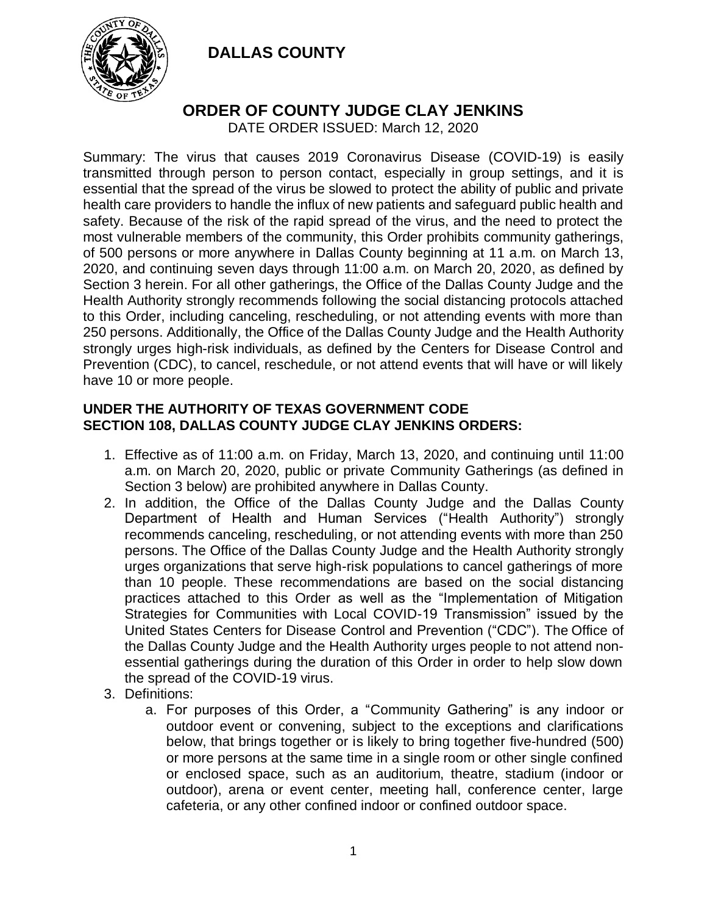# DALLAS COUNTY

## ORDER OF COUNTY JUDGE CLAY JENKINS

DATE ORDER ISSUED: March 12, 2020

Summary: The virus that causes 2019 Coronavirus Disease (COVID-19) is easily transmitted through person to person contact, especially in group settings, and it is essential that the spread of the virus be slowed to protect the ability of public and private health care providers to handle the influx of new patients and safeguard public health and safety. Because of the risk of the rapid spread of the virus, and the need to protect the most vulnerable members of the community, this Order prohibits community gatherings, of 500 persons or more anywhere in Dallas County beginning at 11 a.m. on March 13, 2020, and continuing seven days through 11:00 a.m. on March 20, 2020, as defined by Section 3 herein. For all other gatherings, the Office of the Dallas County Judge and the Health Authority strongly recommends following the social distancing protocols attached to this Order, including canceling, rescheduling, or not attending events with more than 250 persons. Additionally, the Office of the Dallas County Judge and the Health Authority strongly urges high-risk individuals, as defined by the Centers for Disease Control and Prevention (CDC), to cancel, reschedule, or not attend events that will have or will likely have 10 or more people.

**UNDER THE AUTHORITY OF TEXAS GOVERNMENT CODE SECTION 108, DALLAS COUNTY JUDGE CLAY JENKINS ORDERS:**

1. Effective as of 11:00 a.m. on Friday, March 13, 2020, and continuing until 11:00 a.m. on March 20, 2020, public or private Community Gatherings (as defined in Section 3 below) are prohibited anywhere in Dallas County.
2. In addition, the Office of the Dallas County Judge and the Dallas County Department of Health and Human Services ("Health Authority") strongly recommends canceling, rescheduling, or not attending events with more than 250 persons. The Office of the Dallas County Judge and the Health Authority strongly urges organizations that serve high-risk populations to cancel gatherings of more than 10 people. These recommendations are based on the social distancing practices attached to this Order as well as the "Implementation of Mitigation Strategies for Communities with Local COVID-19 Transmission" issued by the United States Centers for Disease Control and Prevention ("CDC"). The Office of the Dallas County Judge and the Health Authority urges people to not attend non-essential gatherings during the duration of this Order in order to help slow down the spread of the COVID-19 virus.
3. Definitions:
    a. For purposes of this Order, a "Community Gathering" is any indoor or outdoor event or convening, subject to the exceptions and clarifications below, that brings together or is likely to bring together five-hundred (500) or more persons at the same time in a single room or other single confined or enclosed space, such as an auditorium, theatre, stadium (indoor or outdoor), arena or event center, meeting hall, conference center, large cafeteria, or any other confined indoor or confined outdoor space.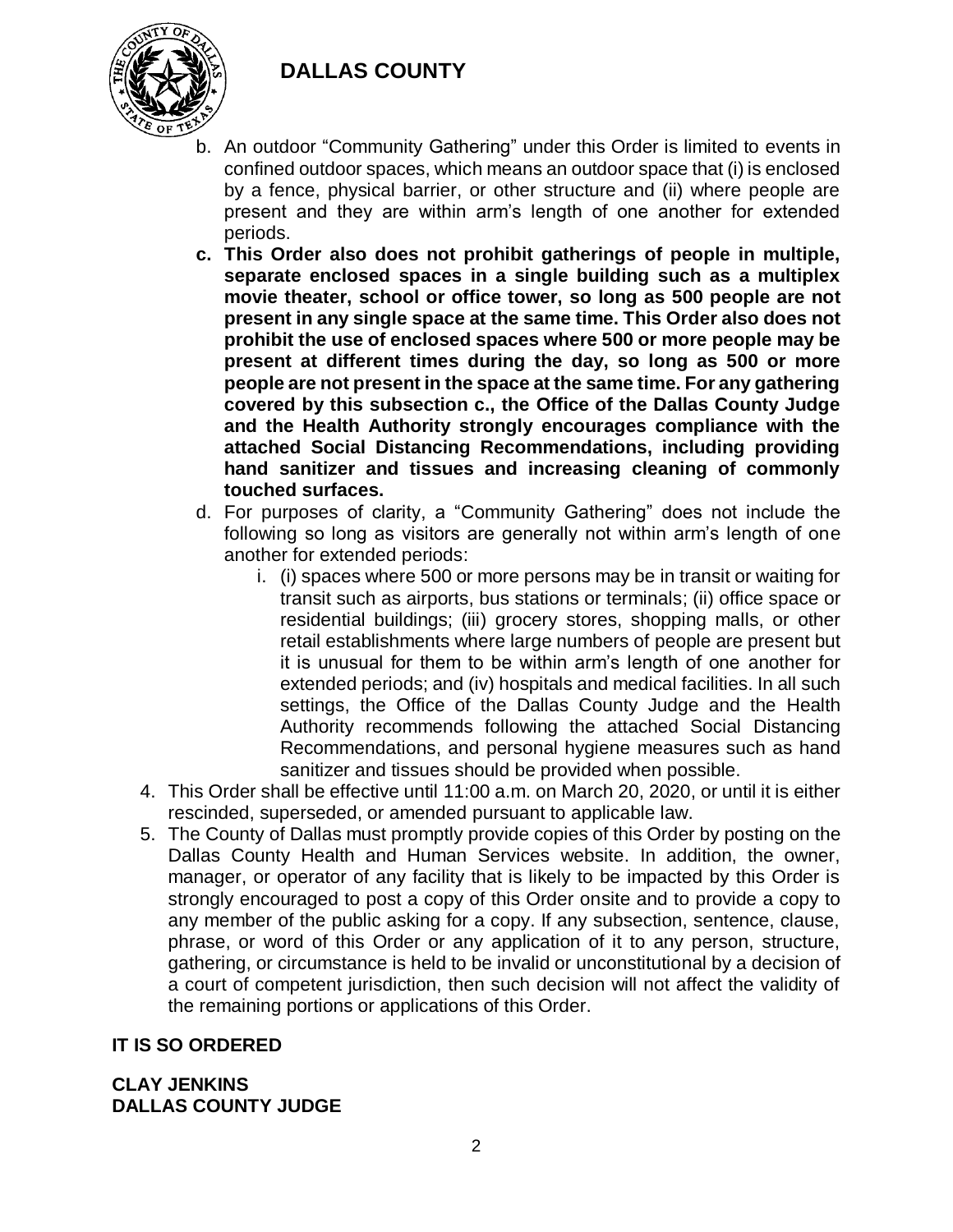b. An outdoor "Community Gathering" under this Order is limited to events in confined outdoor spaces, which means an outdoor space that (i) is enclosed by a fence, physical barrier, or other structure and (ii) where people are present and they are within arm's length of one another for extended periods.

**c. This Order also does not prohibit gatherings of people in multiple, separate enclosed spaces in a single building such as a multiplex movie theater, school or office tower, so long as 500 people are not present in any single space at the same time. This Order also does not prohibit the use of enclosed spaces where 500 or more people may be present at different times during the day, so long as 500 or more people are not present in the space at the same time. For any gathering covered by this subsection c., the Office of the Dallas County Judge and the Health Authority strongly encourages compliance with the attached Social Distancing Recommendations, including providing hand sanitizer and tissues and increasing cleaning of commonly touched surfaces.**

d. For purposes of clarity, a "Community Gathering" does not include the following so long as visitors are generally not within arm's length of one another for extended periods:

   i. (i) spaces where 500 or more persons may be in transit or waiting for transit such as airports, bus stations or terminals; (ii) office space or residential buildings; (iii) grocery stores, shopping malls, or other retail establishments where large numbers of people are present but it is unusual for them to be within arm's length of one another for extended periods; and (iv) hospitals and medical facilities. In all such settings, the Office of the Dallas County Judge and the Health Authority recommends following the attached Social Distancing Recommendations, and personal hygiene measures such as hand sanitizer and tissues should be provided when possible.

4. This Order shall be effective until 11:00 a.m. on March 20, 2020, or until it is either rescinded, superseded, or amended pursuant to applicable law.

5. The County of Dallas must promptly provide copies of this Order by posting on the Dallas County Health and Human Services website. In addition, the owner, manager, or operator of any facility that is likely to be impacted by this Order is strongly encouraged to post a copy of this Order onsite and to provide a copy to any member of the public asking for a copy. If any subsection, sentence, clause, phrase, or word of this Order or any application of it to any person, structure, gathering, or circumstance is held to be invalid or unconstitutional by a decision of a court of competent jurisdiction, then such decision will not affect the validity of the remaining portions or applications of this Order.

**IT IS SO ORDERED**

**CLAY JENKINS**
**DALLAS COUNTY JUDGE**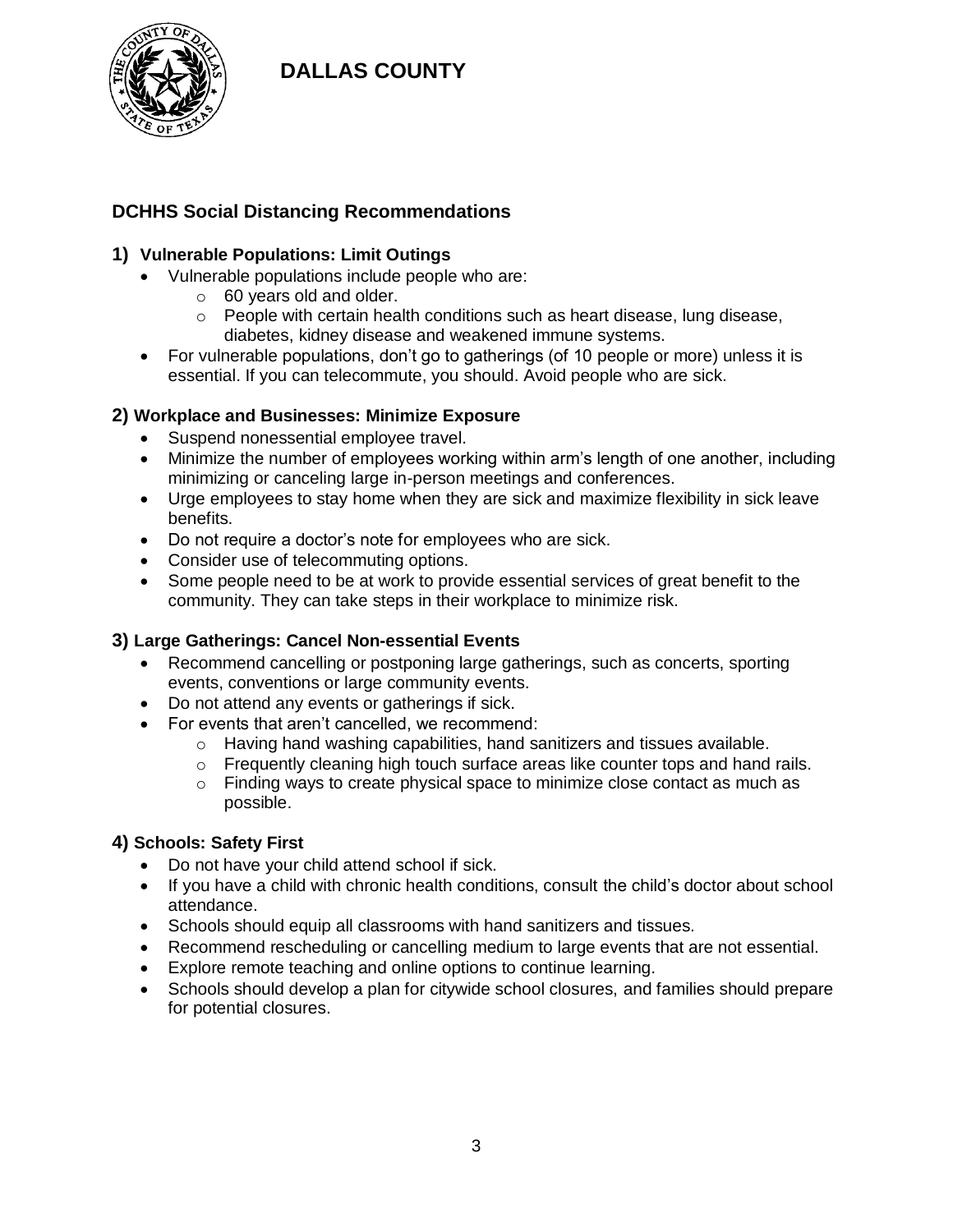# DALLAS COUNTY

## DCHHS Social Distancing Recommendations

### 1) Vulnerable Populations: Limit Outings

- Vulnerable populations include people who are:
  - 60 years old and older.
  - People with certain health conditions such as heart disease, lung disease, diabetes, kidney disease and weakened immune systems.
- For vulnerable populations, don't go to gatherings (of 10 people or more) unless it is essential. If you can telecommute, you should. Avoid people who are sick.

### 2) Workplace and Businesses: Minimize Exposure

- Suspend nonessential employee travel.
- Minimize the number of employees working within arm's length of one another, including minimizing or canceling large in-person meetings and conferences.
- Urge employees to stay home when they are sick and maximize flexibility in sick leave benefits.
- Do not require a doctor's note for employees who are sick.
- Consider use of telecommuting options.
- Some people need to be at work to provide essential services of great benefit to the community. They can take steps in their workplace to minimize risk.

### 3) Large Gatherings: Cancel Non-essential Events

- Recommend cancelling or postponing large gatherings, such as concerts, sporting events, conventions or large community events.
- Do not attend any events or gatherings if sick.
- For events that aren't cancelled, we recommend:
  - Having hand washing capabilities, hand sanitizers and tissues available.
  - Frequently cleaning high touch surface areas like counter tops and hand rails.
  - Finding ways to create physical space to minimize close contact as much as possible.

### 4) Schools: Safety First

- Do not have your child attend school if sick.
- If you have a child with chronic health conditions, consult the child's doctor about school attendance.
- Schools should equip all classrooms with hand sanitizers and tissues.
- Recommend rescheduling or cancelling medium to large events that are not essential.
- Explore remote teaching and online options to continue learning.
- Schools should develop a plan for citywide school closures, and families should prepare for potential closures.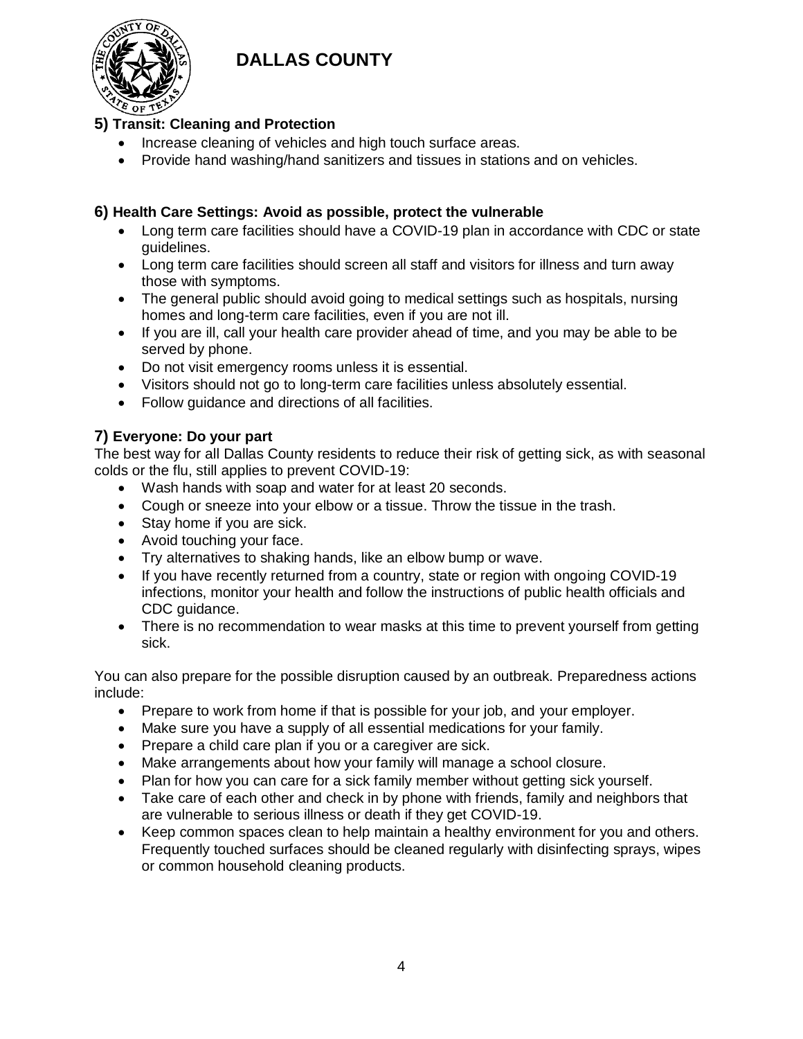# DALLAS COUNTY

### 5) Transit: Cleaning and Protection

- Increase cleaning of vehicles and high touch surface areas.
- Provide hand washing/hand sanitizers and tissues in stations and on vehicles.

### 6) Health Care Settings: Avoid as possible, protect the vulnerable

- Long term care facilities should have a COVID-19 plan in accordance with CDC or state guidelines.
- Long term care facilities should screen all staff and visitors for illness and turn away those with symptoms.
- The general public should avoid going to medical settings such as hospitals, nursing homes and long-term care facilities, even if you are not ill.
- If you are ill, call your health care provider ahead of time, and you may be able to be served by phone.
- Do not visit emergency rooms unless it is essential.
- Visitors should not go to long-term care facilities unless absolutely essential.
- Follow guidance and directions of all facilities.

### 7) Everyone: Do your part

The best way for all Dallas County residents to reduce their risk of getting sick, as with seasonal colds or the flu, still applies to prevent COVID-19:

- Wash hands with soap and water for at least 20 seconds.
- Cough or sneeze into your elbow or a tissue. Throw the tissue in the trash.
- Stay home if you are sick.
- Avoid touching your face.
- Try alternatives to shaking hands, like an elbow bump or wave.
- If you have recently returned from a country, state or region with ongoing COVID-19 infections, monitor your health and follow the instructions of public health officials and CDC guidance.
- There is no recommendation to wear masks at this time to prevent yourself from getting sick.

You can also prepare for the possible disruption caused by an outbreak. Preparedness actions include:

- Prepare to work from home if that is possible for your job, and your employer.
- Make sure you have a supply of all essential medications for your family.
- Prepare a child care plan if you or a caregiver are sick.
- Make arrangements about how your family will manage a school closure.
- Plan for how you can care for a sick family member without getting sick yourself.
- Take care of each other and check in by phone with friends, family and neighbors that are vulnerable to serious illness or death if they get COVID-19.
- Keep common spaces clean to help maintain a healthy environment for you and others. Frequently touched surfaces should be cleaned regularly with disinfecting sprays, wipes or common household cleaning products.